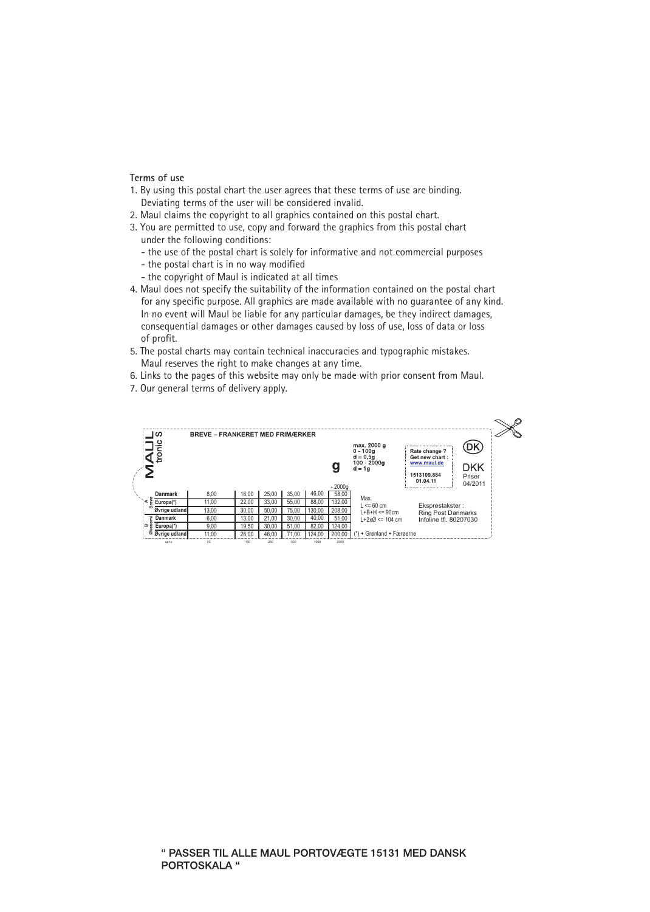**Terms of use**

1. By using this postal chart the user agrees that these terms of use are binding. Deviating terms of the user will be considered invalid.
2. Maul claims the copyright to all graphics contained on this postal chart.
3. You are permitted to use, copy and forward the graphics from this postal chart under the following conditions:
   - the use of the postal chart is solely for informative and not commercial purposes
   - the postal chart is in no way modified
   - the copyright of Maul is indicated at all times
4. Maul does not specify the suitability of the information contained on the postal chart for any specific purpose. All graphics are made available with no guarantee of any kind. In no event will Maul be liable for any particular damages, be they indirect damages, consequential damages or other damages caused by loss of use, loss of data or loss of profit.
5. The postal charts may contain technical inaccuracies and typographic mistakes. Maul reserves the right to make changes at any time.
6. Links to the pages of this website may only be made with prior consent from Maul.
7. Our general terms of delivery apply.

MAUL tronic S

**BREVE – FRANKERET MED FRIMÆRKER**

g

max. 2000 g
0 - 100g
d = 0,5g
100 - 2000g
d = 1g

Rate change ?
Get new chart :
www.maul.de

1513109.884
01.04.11

DK

DKK
Priser
04/2011

| | | | | | | | - 2000g |
|---|---|---|---|---|---|---|---|
| A Breve | Danmark | 8,00 | 16,00 | 25,00 | 35,00 | 46,00 | 58,00 |
| | Europa(*) | 11,00 | 22,00 | 33,00 | 55,00 | 88,00 | 132,00 |
| | Øvrige udland | 13,00 | 30,00 | 50,00 | 75,00 | 130,00 | 208,00 |
| B Økonomi | Danmark | 6,00 | 13,00 | 21,00 | 30,00 | 40,00 | 51,00 |
| | Europa(*) | 9,00 | 19,50 | 30,00 | 51,00 | 82,00 | 124,00 |
| | Øvrige udland | 11,00 | 26,00 | 46,00 | 71,00 | 124,00 | 200,00 |
| | up to | 50 | 100 | 250 | 500 | 1000 | 2000 |

Max.
L <= 60 cm
L+B+H <= 90cm
L+2xØ <= 104 cm

Eksprestakster :
Ring Post Danmarks
Infoline tfl. 80207030

(*) + Grønland + Færøerne

" PASSER TIL ALLE MAUL PORTOVÆGTE 15131 MED DANSK PORTOSKALA "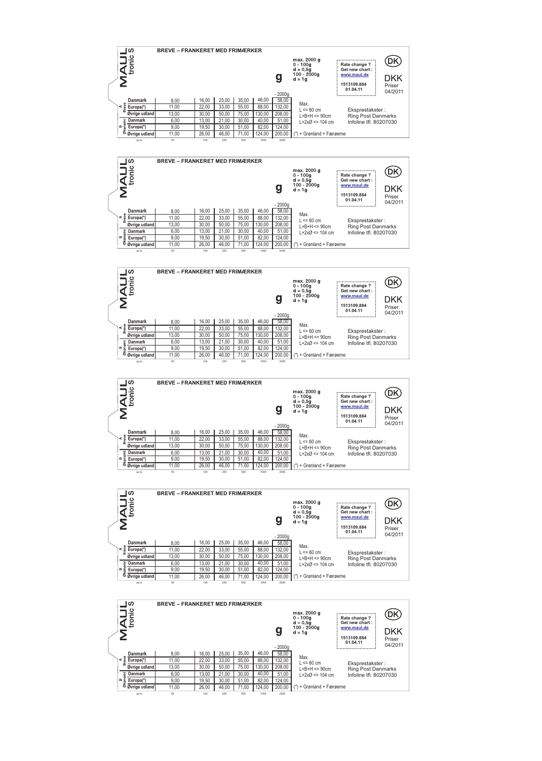MAUL tronic S

**BREVE – FRANKERET MED FRIMÆRKER**

g

max. 2000 g
0 - 100g
d = 0,5g
100 - 2000g
d = 1g

Rate change ?
Get new chart :
www.maul.de

1513109.884
01.04.11

DK

DKK
Priser
04/2011

| | | | | | | | - 2000g |
|---|---|---|---|---|---|---|---|
| A Breve | Danmark | 8,00 | 16,00 | 25,00 | 35,00 | 46,00 | 58,00 |
| | Europa(*) | 11,00 | 22,00 | 33,00 | 55,00 | 88,00 | 132,00 |
| | Øvrige udland | 13,00 | 30,00 | 50,00 | 75,00 | 130,00 | 208,00 |
| B Økonomi | Danmark | 6,00 | 13,00 | 21,00 | 30,00 | 40,00 | 51,00 |
| | Europa(*) | 9,00 | 19,50 | 30,00 | 51,00 | 82,00 | 124,00 |
| | Øvrige udland | 11,00 | 26,00 | 46,00 | 71,00 | 124,00 | 200,00 |
| | up to | 50 | 100 | 250 | 500 | 1000 | 2000 |

Max.
L <= 60 cm
L+B+H <= 90cm
L+2xØ <= 104 cm

Eksprestakster :
Ring Post Danmarks
Infoline tfl. 80207030

(*) + Grønland + Færøerne

---

MAUL tronic S

**BREVE – FRANKERET MED FRIMÆRKER**

g

max. 2000 g
0 - 100g
d = 0,5g
100 - 2000g
d = 1g

Rate change ?
Get new chart :
www.maul.de

1513109.884
01.04.11

DK

DKK
Priser
04/2011

| | | | | | | | - 2000g |
|---|---|---|---|---|---|---|---|
| A Breve | Danmark | 8,00 | 16,00 | 25,00 | 35,00 | 46,00 | 58,00 |
| | Europa(*) | 11,00 | 22,00 | 33,00 | 55,00 | 88,00 | 132,00 |
| | Øvrige udland | 13,00 | 30,00 | 50,00 | 75,00 | 130,00 | 208,00 |
| B Økonomi | Danmark | 6,00 | 13,00 | 21,00 | 30,00 | 40,00 | 51,00 |
| | Europa(*) | 9,00 | 19,50 | 30,00 | 51,00 | 82,00 | 124,00 |
| | Øvrige udland | 11,00 | 26,00 | 46,00 | 71,00 | 124,00 | 200,00 |
| | up to | 50 | 100 | 250 | 500 | 1000 | 2000 |

Max.
L <= 60 cm
L+B+H <= 90cm
L+2xØ <= 104 cm

Eksprestakster :
Ring Post Danmarks
Infoline tfl. 80207030

(*) + Grønland + Færøerne

---

MAUL tronic S

**BREVE – FRANKERET MED FRIMÆRKER**

g

max. 2000 g
0 - 100g
d = 0,5g
100 - 2000g
d = 1g

Rate change ?
Get new chart :
www.maul.de

1513109.884
01.04.11

DK

DKK
Priser
04/2011

| | | | | | | | - 2000g |
|---|---|---|---|---|---|---|---|
| A Breve | Danmark | 8,00 | 16,00 | 25,00 | 35,00 | 46,00 | 58,00 |
| | Europa(*) | 11,00 | 22,00 | 33,00 | 55,00 | 88,00 | 132,00 |
| | Øvrige udland | 13,00 | 30,00 | 50,00 | 75,00 | 130,00 | 208,00 |
| B Økonomi | Danmark | 6,00 | 13,00 | 21,00 | 30,00 | 40,00 | 51,00 |
| | Europa(*) | 9,00 | 19,50 | 30,00 | 51,00 | 82,00 | 124,00 |
| | Øvrige udland | 11,00 | 26,00 | 46,00 | 71,00 | 124,00 | 200,00 |
| | up to | 50 | 100 | 250 | 500 | 1000 | 2000 |

Max.
L <= 60 cm
L+B+H <= 90cm
L+2xØ <= 104 cm

Eksprestakster :
Ring Post Danmarks
Infoline tfl. 80207030

(*) + Grønland + Færøerne

---

MAUL tronic S

**BREVE – FRANKERET MED FRIMÆRKER**

g

max. 2000 g
0 - 100g
d = 0,5g
100 - 2000g
d = 1g

Rate change ?
Get new chart :
www.maul.de

1513109.884
01.04.11

DK

DKK
Priser
04/2011

| | | | | | | | - 2000g |
|---|---|---|---|---|---|---|---|
| A Breve | Danmark | 8,00 | 16,00 | 25,00 | 35,00 | 46,00 | 58,00 |
| | Europa(*) | 11,00 | 22,00 | 33,00 | 55,00 | 88,00 | 132,00 |
| | Øvrige udland | 13,00 | 30,00 | 50,00 | 75,00 | 130,00 | 208,00 |
| B Økonomi | Danmark | 6,00 | 13,00 | 21,00 | 30,00 | 40,00 | 51,00 |
| | Europa(*) | 9,00 | 19,50 | 30,00 | 51,00 | 82,00 | 124,00 |
| | Øvrige udland | 11,00 | 26,00 | 46,00 | 71,00 | 124,00 | 200,00 |
| | up to | 50 | 100 | 250 | 500 | 1000 | 2000 |

Max.
L <= 60 cm
L+B+H <= 90cm
L+2xØ <= 104 cm

Eksprestakster :
Ring Post Danmarks
Infoline tfl. 80207030

(*) + Grønland + Færøerne

---

MAUL tronic S

**BREVE – FRANKERET MED FRIMÆRKER**

g

max. 2000 g
0 - 100g
d = 0,5g
100 - 2000g
d = 1g

Rate change ?
Get new chart :
www.maul.de

1513109.884
01.04.11

DK

DKK
Priser
04/2011

| | | | | | | | - 2000g |
|---|---|---|---|---|---|---|---|
| A Breve | Danmark | 8,00 | 16,00 | 25,00 | 35,00 | 46,00 | 58,00 |
| | Europa(*) | 11,00 | 22,00 | 33,00 | 55,00 | 88,00 | 132,00 |
| | Øvrige udland | 13,00 | 30,00 | 50,00 | 75,00 | 130,00 | 208,00 |
| B Økonomi | Danmark | 6,00 | 13,00 | 21,00 | 30,00 | 40,00 | 51,00 |
| | Europa(*) | 9,00 | 19,50 | 30,00 | 51,00 | 82,00 | 124,00 |
| | Øvrige udland | 11,00 | 26,00 | 46,00 | 71,00 | 124,00 | 200,00 |
| | up to | 50 | 100 | 250 | 500 | 1000 | 2000 |

Max.
L <= 60 cm
L+B+H <= 90cm
L+2xØ <= 104 cm

Eksprestakster :
Ring Post Danmarks
Infoline tfl. 80207030

(*) + Grønland + Færøerne

---

MAUL tronic S

**BREVE – FRANKERET MED FRIMÆRKER**

g

max. 2000 g
0 - 100g
d = 0,5g
100 - 2000g
d = 1g

Rate change ?
Get new chart :
www.maul.de

1513109.884
01.04.11

DK

DKK
Priser
04/2011

| | | | | | | | - 2000g |
|---|---|---|---|---|---|---|---|
| A Breve | Danmark | 8,00 | 16,00 | 25,00 | 35,00 | 46,00 | 58,00 |
| | Europa(*) | 11,00 | 22,00 | 33,00 | 55,00 | 88,00 | 132,00 |
| | Øvrige udland | 13,00 | 30,00 | 50,00 | 75,00 | 130,00 | 208,00 |
| B Økonomi | Danmark | 6,00 | 13,00 | 21,00 | 30,00 | 40,00 | 51,00 |
| | Europa(*) | 9,00 | 19,50 | 30,00 | 51,00 | 82,00 | 124,00 |
| | Øvrige udland | 11,00 | 26,00 | 46,00 | 71,00 | 124,00 | 200,00 |
| | up to | 50 | 100 | 250 | 500 | 1000 | 2000 |

Max.
L <= 60 cm
L+B+H <= 90cm
L+2xØ <= 104 cm

Eksprestakster :
Ring Post Danmarks
Infoline tfl. 80207030

(*) + Grønland + Færøerne